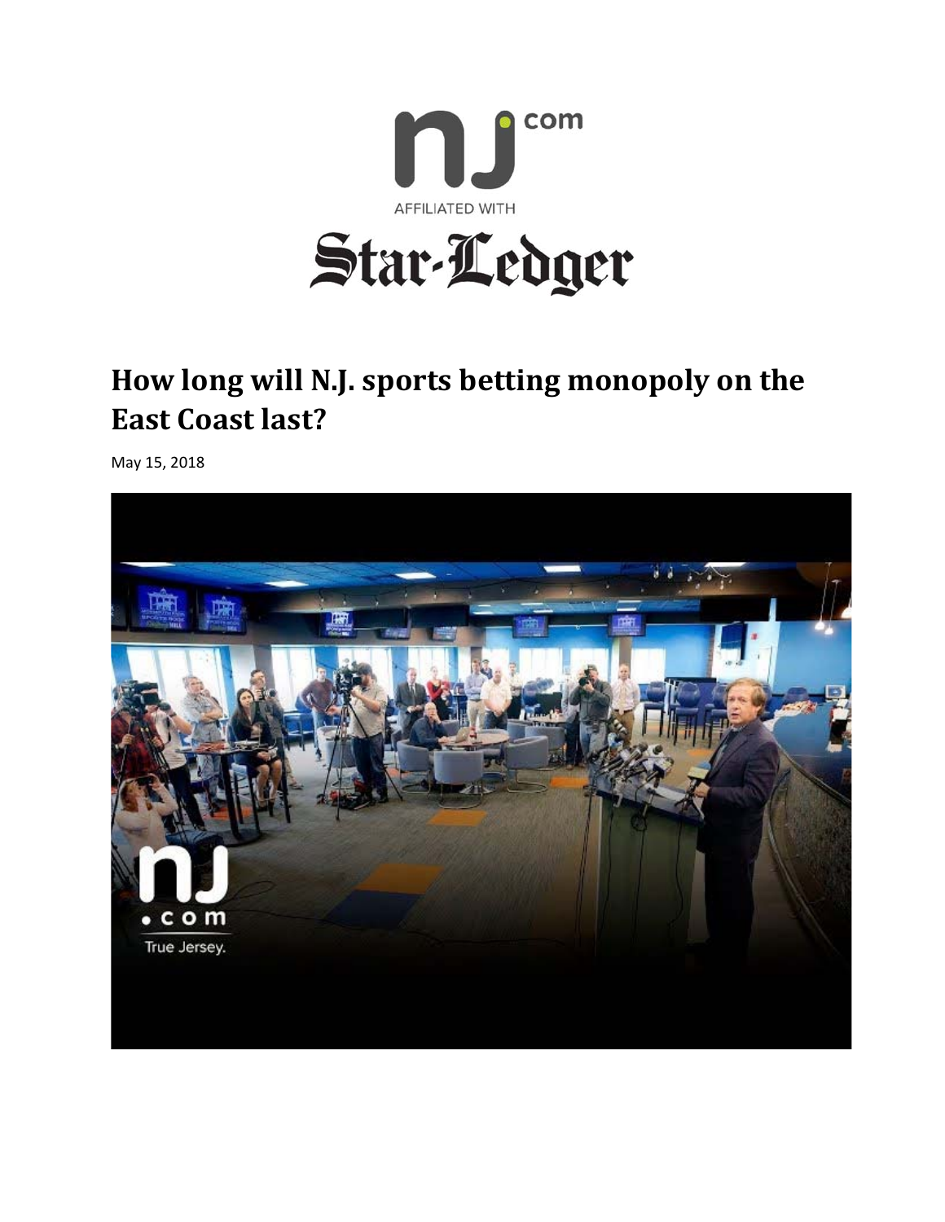nj.com

AFFILIATED WITH

Star-Ledger

# How long will N.J. sports betting monopoly on the East Coast last?

May 15, 2018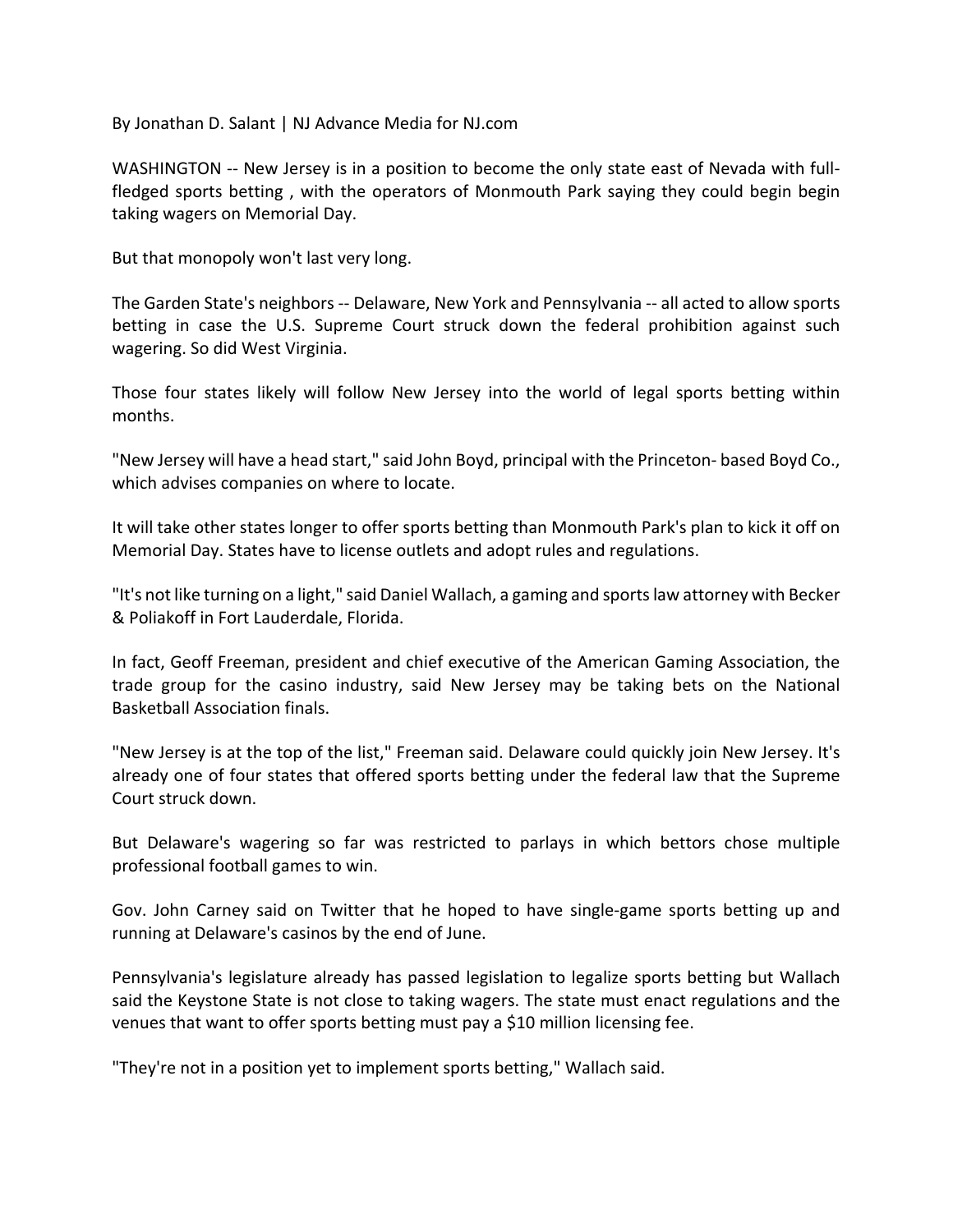By Jonathan D. Salant | NJ Advance Media for NJ.com

WASHINGTON -- New Jersey is in a position to become the only state east of Nevada with full-fledged sports betting , with the operators of Monmouth Park saying they could begin begin taking wagers on Memorial Day.

But that monopoly won't last very long.

The Garden State's neighbors -- Delaware, New York and Pennsylvania -- all acted to allow sports betting in case the U.S. Supreme Court struck down the federal prohibition against such wagering. So did West Virginia.

Those four states likely will follow New Jersey into the world of legal sports betting within months.

"New Jersey will have a head start," said John Boyd, principal with the Princeton- based Boyd Co., which advises companies on where to locate.

It will take other states longer to offer sports betting than Monmouth Park's plan to kick it off on Memorial Day. States have to license outlets and adopt rules and regulations.

"It's not like turning on a light," said Daniel Wallach, a gaming and sports law attorney with Becker & Poliakoff in Fort Lauderdale, Florida.

In fact, Geoff Freeman, president and chief executive of the American Gaming Association, the trade group for the casino industry, said New Jersey may be taking bets on the National Basketball Association finals.

"New Jersey is at the top of the list," Freeman said. Delaware could quickly join New Jersey. It's already one of four states that offered sports betting under the federal law that the Supreme Court struck down.

But Delaware's wagering so far was restricted to parlays in which bettors chose multiple professional football games to win.

Gov. John Carney said on Twitter that he hoped to have single-game sports betting up and running at Delaware's casinos by the end of June.

Pennsylvania's legislature already has passed legislation to legalize sports betting but Wallach said the Keystone State is not close to taking wagers. The state must enact regulations and the venues that want to offer sports betting must pay a $10 million licensing fee.

"They're not in a position yet to implement sports betting," Wallach said.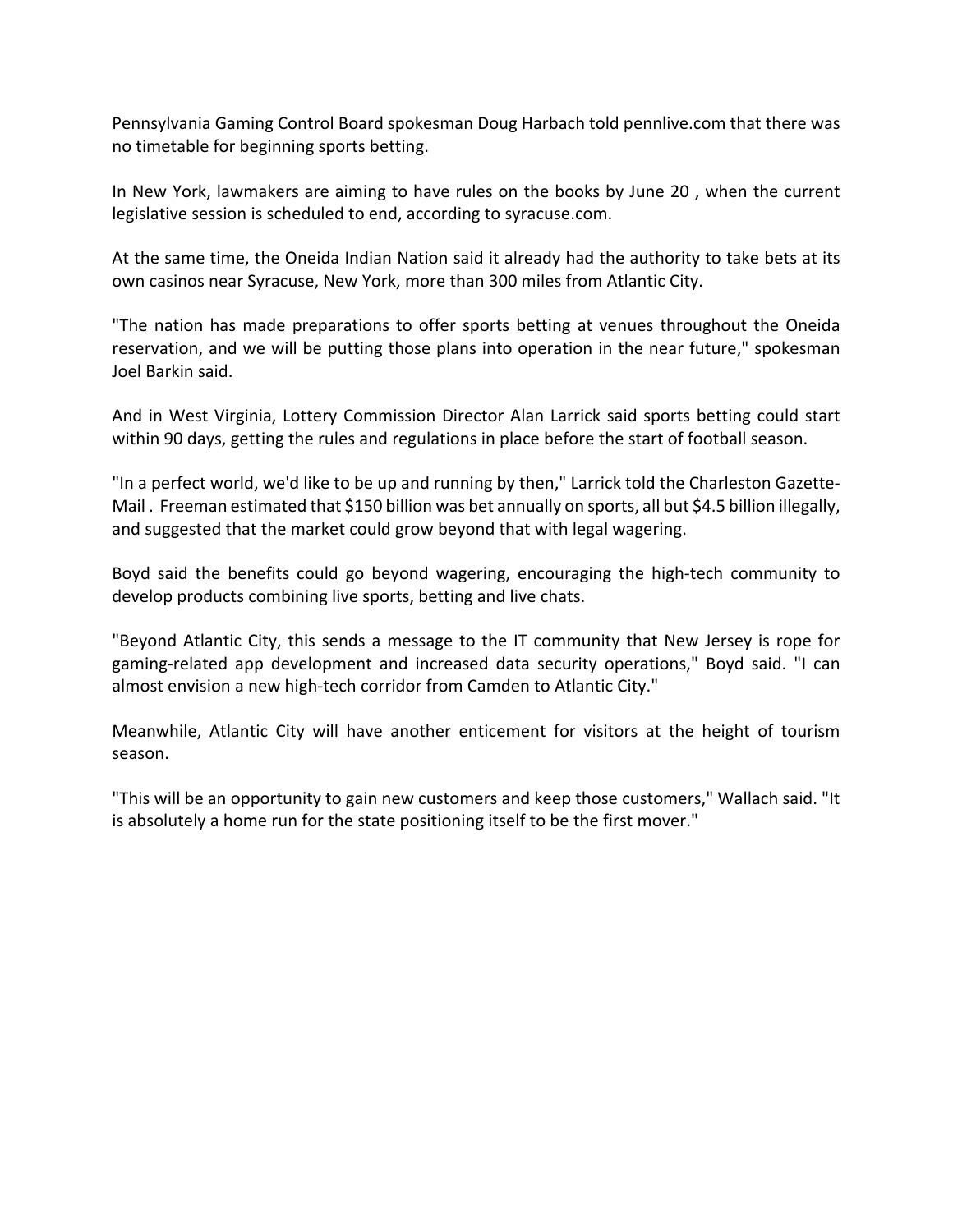Pennsylvania Gaming Control Board spokesman Doug Harbach told pennlive.com that there was no timetable for beginning sports betting.

In New York, lawmakers are aiming to have rules on the books by June 20 , when the current legislative session is scheduled to end, according to syracuse.com.

At the same time, the Oneida Indian Nation said it already had the authority to take bets at its own casinos near Syracuse, New York, more than 300 miles from Atlantic City.

"The nation has made preparations to offer sports betting at venues throughout the Oneida reservation, and we will be putting those plans into operation in the near future," spokesman Joel Barkin said.

And in West Virginia, Lottery Commission Director Alan Larrick said sports betting could start within 90 days, getting the rules and regulations in place before the start of football season.

"In a perfect world, we'd like to be up and running by then," Larrick told the Charleston Gazette-Mail . Freeman estimated that $150 billion was bet annually on sports, all but $4.5 billion illegally, and suggested that the market could grow beyond that with legal wagering.

Boyd said the benefits could go beyond wagering, encouraging the high-tech community to develop products combining live sports, betting and live chats.

"Beyond Atlantic City, this sends a message to the IT community that New Jersey is rope for gaming-related app development and increased data security operations," Boyd said. "I can almost envision a new high-tech corridor from Camden to Atlantic City."

Meanwhile, Atlantic City will have another enticement for visitors at the height of tourism season.

"This will be an opportunity to gain new customers and keep those customers," Wallach said. "It is absolutely a home run for the state positioning itself to be the first mover."